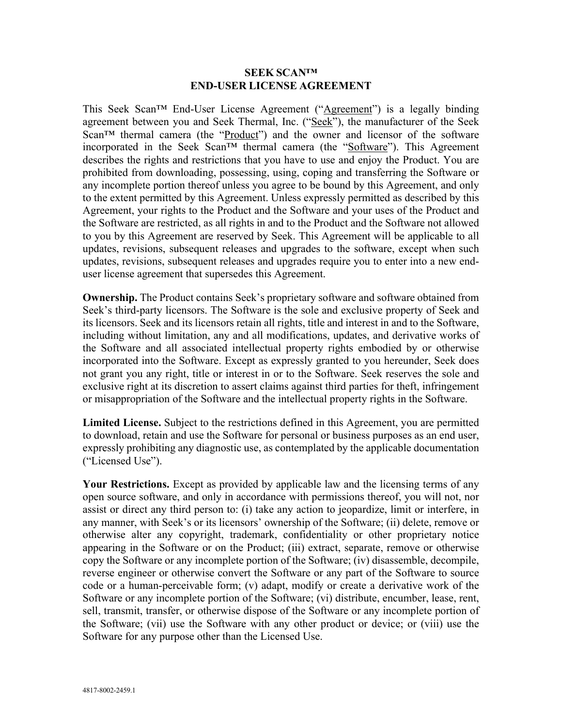# SEEK SCAN™
# END-USER LICENSE AGREEMENT

This Seek Scan™ End-User License Agreement ("Agreement") is a legally binding agreement between you and Seek Thermal, Inc. ("Seek"), the manufacturer of the Seek Scan™ thermal camera (the "Product") and the owner and licensor of the software incorporated in the Seek Scan™ thermal camera (the "Software"). This Agreement describes the rights and restrictions that you have to use and enjoy the Product. You are prohibited from downloading, possessing, using, coping and transferring the Software or any incomplete portion thereof unless you agree to be bound by this Agreement, and only to the extent permitted by this Agreement. Unless expressly permitted as described by this Agreement, your rights to the Product and the Software and your uses of the Product and the Software are restricted, as all rights in and to the Product and the Software not allowed to you by this Agreement are reserved by Seek. This Agreement will be applicable to all updates, revisions, subsequent releases and upgrades to the software, except when such updates, revisions, subsequent releases and upgrades require you to enter into a new end-user license agreement that supersedes this Agreement.

**Ownership.** The Product contains Seek's proprietary software and software obtained from Seek's third-party licensors. The Software is the sole and exclusive property of Seek and its licensors. Seek and its licensors retain all rights, title and interest in and to the Software, including without limitation, any and all modifications, updates, and derivative works of the Software and all associated intellectual property rights embodied by or otherwise incorporated into the Software. Except as expressly granted to you hereunder, Seek does not grant you any right, title or interest in or to the Software. Seek reserves the sole and exclusive right at its discretion to assert claims against third parties for theft, infringement or misappropriation of the Software and the intellectual property rights in the Software.

**Limited License.** Subject to the restrictions defined in this Agreement, you are permitted to download, retain and use the Software for personal or business purposes as an end user, expressly prohibiting any diagnostic use, as contemplated by the applicable documentation ("Licensed Use").

**Your Restrictions.** Except as provided by applicable law and the licensing terms of any open source software, and only in accordance with permissions thereof, you will not, nor assist or direct any third person to: (i) take any action to jeopardize, limit or interfere, in any manner, with Seek's or its licensors' ownership of the Software; (ii) delete, remove or otherwise alter any copyright, trademark, confidentiality or other proprietary notice appearing in the Software or on the Product; (iii) extract, separate, remove or otherwise copy the Software or any incomplete portion of the Software; (iv) disassemble, decompile, reverse engineer or otherwise convert the Software or any part of the Software to source code or a human-perceivable form; (v) adapt, modify or create a derivative work of the Software or any incomplete portion of the Software; (vi) distribute, encumber, lease, rent, sell, transmit, transfer, or otherwise dispose of the Software or any incomplete portion of the Software; (vii) use the Software with any other product or device; or (viii) use the Software for any purpose other than the Licensed Use.

4817-8002-2459.1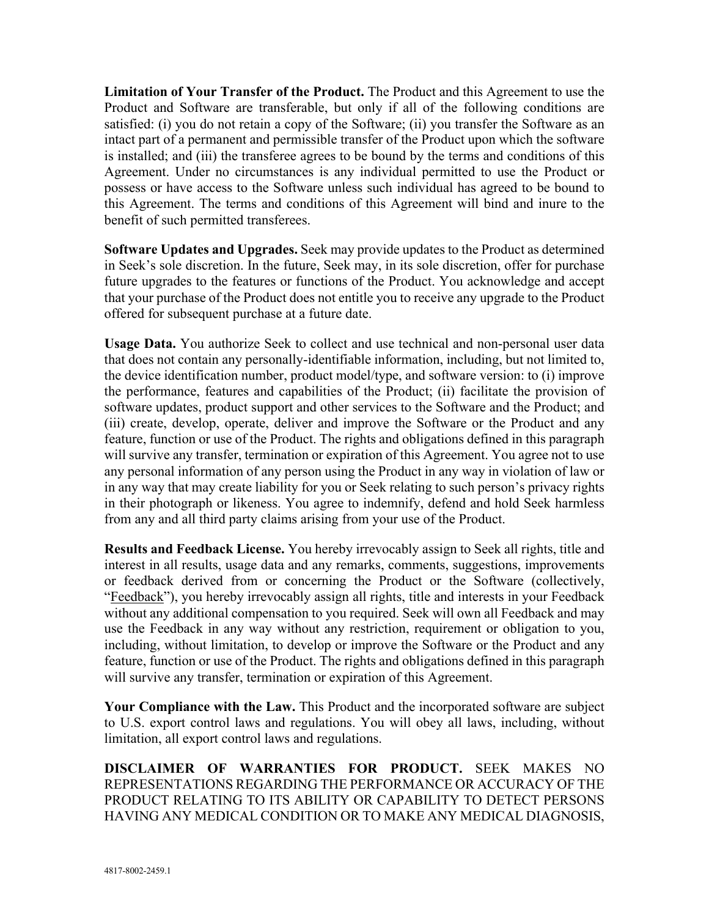**Limitation of Your Transfer of the Product.** The Product and this Agreement to use the Product and Software are transferable, but only if all of the following conditions are satisfied: (i) you do not retain a copy of the Software; (ii) you transfer the Software as an intact part of a permanent and permissible transfer of the Product upon which the software is installed; and (iii) the transferee agrees to be bound by the terms and conditions of this Agreement. Under no circumstances is any individual permitted to use the Product or possess or have access to the Software unless such individual has agreed to be bound to this Agreement. The terms and conditions of this Agreement will bind and inure to the benefit of such permitted transferees.

**Software Updates and Upgrades.** Seek may provide updates to the Product as determined in Seek's sole discretion. In the future, Seek may, in its sole discretion, offer for purchase future upgrades to the features or functions of the Product. You acknowledge and accept that your purchase of the Product does not entitle you to receive any upgrade to the Product offered for subsequent purchase at a future date.

**Usage Data.** You authorize Seek to collect and use technical and non-personal user data that does not contain any personally-identifiable information, including, but not limited to, the device identification number, product model/type, and software version: to (i) improve the performance, features and capabilities of the Product; (ii) facilitate the provision of software updates, product support and other services to the Software and the Product; and (iii) create, develop, operate, deliver and improve the Software or the Product and any feature, function or use of the Product. The rights and obligations defined in this paragraph will survive any transfer, termination or expiration of this Agreement. You agree not to use any personal information of any person using the Product in any way in violation of law or in any way that may create liability for you or Seek relating to such person's privacy rights in their photograph or likeness. You agree to indemnify, defend and hold Seek harmless from any and all third party claims arising from your use of the Product.

**Results and Feedback License.** You hereby irrevocably assign to Seek all rights, title and interest in all results, usage data and any remarks, comments, suggestions, improvements or feedback derived from or concerning the Product or the Software (collectively, "Feedback"), you hereby irrevocably assign all rights, title and interests in your Feedback without any additional compensation to you required. Seek will own all Feedback and may use the Feedback in any way without any restriction, requirement or obligation to you, including, without limitation, to develop or improve the Software or the Product and any feature, function or use of the Product. The rights and obligations defined in this paragraph will survive any transfer, termination or expiration of this Agreement.

**Your Compliance with the Law.** This Product and the incorporated software are subject to U.S. export control laws and regulations. You will obey all laws, including, without limitation, all export control laws and regulations.

**DISCLAIMER OF WARRANTIES FOR PRODUCT.** SEEK MAKES NO REPRESENTATIONS REGARDING THE PERFORMANCE OR ACCURACY OF THE PRODUCT RELATING TO ITS ABILITY OR CAPABILITY TO DETECT PERSONS HAVING ANY MEDICAL CONDITION OR TO MAKE ANY MEDICAL DIAGNOSIS,

4817-8002-2459.1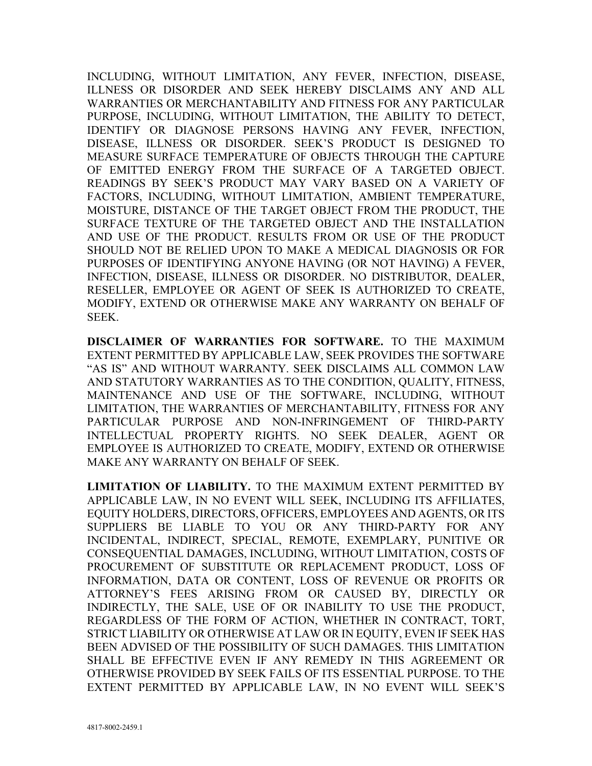INCLUDING, WITHOUT LIMITATION, ANY FEVER, INFECTION, DISEASE, ILLNESS OR DISORDER AND SEEK HEREBY DISCLAIMS ANY AND ALL WARRANTIES OR MERCHANTABILITY AND FITNESS FOR ANY PARTICULAR PURPOSE, INCLUDING, WITHOUT LIMITATION, THE ABILITY TO DETECT, IDENTIFY OR DIAGNOSE PERSONS HAVING ANY FEVER, INFECTION, DISEASE, ILLNESS OR DISORDER. SEEK'S PRODUCT IS DESIGNED TO MEASURE SURFACE TEMPERATURE OF OBJECTS THROUGH THE CAPTURE OF EMITTED ENERGY FROM THE SURFACE OF A TARGETED OBJECT. READINGS BY SEEK'S PRODUCT MAY VARY BASED ON A VARIETY OF FACTORS, INCLUDING, WITHOUT LIMITATION, AMBIENT TEMPERATURE, MOISTURE, DISTANCE OF THE TARGET OBJECT FROM THE PRODUCT, THE SURFACE TEXTURE OF THE TARGETED OBJECT AND THE INSTALLATION AND USE OF THE PRODUCT. RESULTS FROM OR USE OF THE PRODUCT SHOULD NOT BE RELIED UPON TO MAKE A MEDICAL DIAGNOSIS OR FOR PURPOSES OF IDENTIFYING ANYONE HAVING (OR NOT HAVING) A FEVER, INFECTION, DISEASE, ILLNESS OR DISORDER. NO DISTRIBUTOR, DEALER, RESELLER, EMPLOYEE OR AGENT OF SEEK IS AUTHORIZED TO CREATE, MODIFY, EXTEND OR OTHERWISE MAKE ANY WARRANTY ON BEHALF OF SEEK.

**DISCLAIMER OF WARRANTIES FOR SOFTWARE.** TO THE MAXIMUM EXTENT PERMITTED BY APPLICABLE LAW, SEEK PROVIDES THE SOFTWARE "AS IS" AND WITHOUT WARRANTY. SEEK DISCLAIMS ALL COMMON LAW AND STATUTORY WARRANTIES AS TO THE CONDITION, QUALITY, FITNESS, MAINTENANCE AND USE OF THE SOFTWARE, INCLUDING, WITHOUT LIMITATION, THE WARRANTIES OF MERCHANTABILITY, FITNESS FOR ANY PARTICULAR PURPOSE AND NON-INFRINGEMENT OF THIRD-PARTY INTELLECTUAL PROPERTY RIGHTS. NO SEEK DEALER, AGENT OR EMPLOYEE IS AUTHORIZED TO CREATE, MODIFY, EXTEND OR OTHERWISE MAKE ANY WARRANTY ON BEHALF OF SEEK.

**LIMITATION OF LIABILITY.** TO THE MAXIMUM EXTENT PERMITTED BY APPLICABLE LAW, IN NO EVENT WILL SEEK, INCLUDING ITS AFFILIATES, EQUITY HOLDERS, DIRECTORS, OFFICERS, EMPLOYEES AND AGENTS, OR ITS SUPPLIERS BE LIABLE TO YOU OR ANY THIRD-PARTY FOR ANY INCIDENTAL, INDIRECT, SPECIAL, REMOTE, EXEMPLARY, PUNITIVE OR CONSEQUENTIAL DAMAGES, INCLUDING, WITHOUT LIMITATION, COSTS OF PROCUREMENT OF SUBSTITUTE OR REPLACEMENT PRODUCT, LOSS OF INFORMATION, DATA OR CONTENT, LOSS OF REVENUE OR PROFITS OR ATTORNEY'S FEES ARISING FROM OR CAUSED BY, DIRECTLY OR INDIRECTLY, THE SALE, USE OF OR INABILITY TO USE THE PRODUCT, REGARDLESS OF THE FORM OF ACTION, WHETHER IN CONTRACT, TORT, STRICT LIABILITY OR OTHERWISE AT LAW OR IN EQUITY, EVEN IF SEEK HAS BEEN ADVISED OF THE POSSIBILITY OF SUCH DAMAGES. THIS LIMITATION SHALL BE EFFECTIVE EVEN IF ANY REMEDY IN THIS AGREEMENT OR OTHERWISE PROVIDED BY SEEK FAILS OF ITS ESSENTIAL PURPOSE. TO THE EXTENT PERMITTED BY APPLICABLE LAW, IN NO EVENT WILL SEEK'S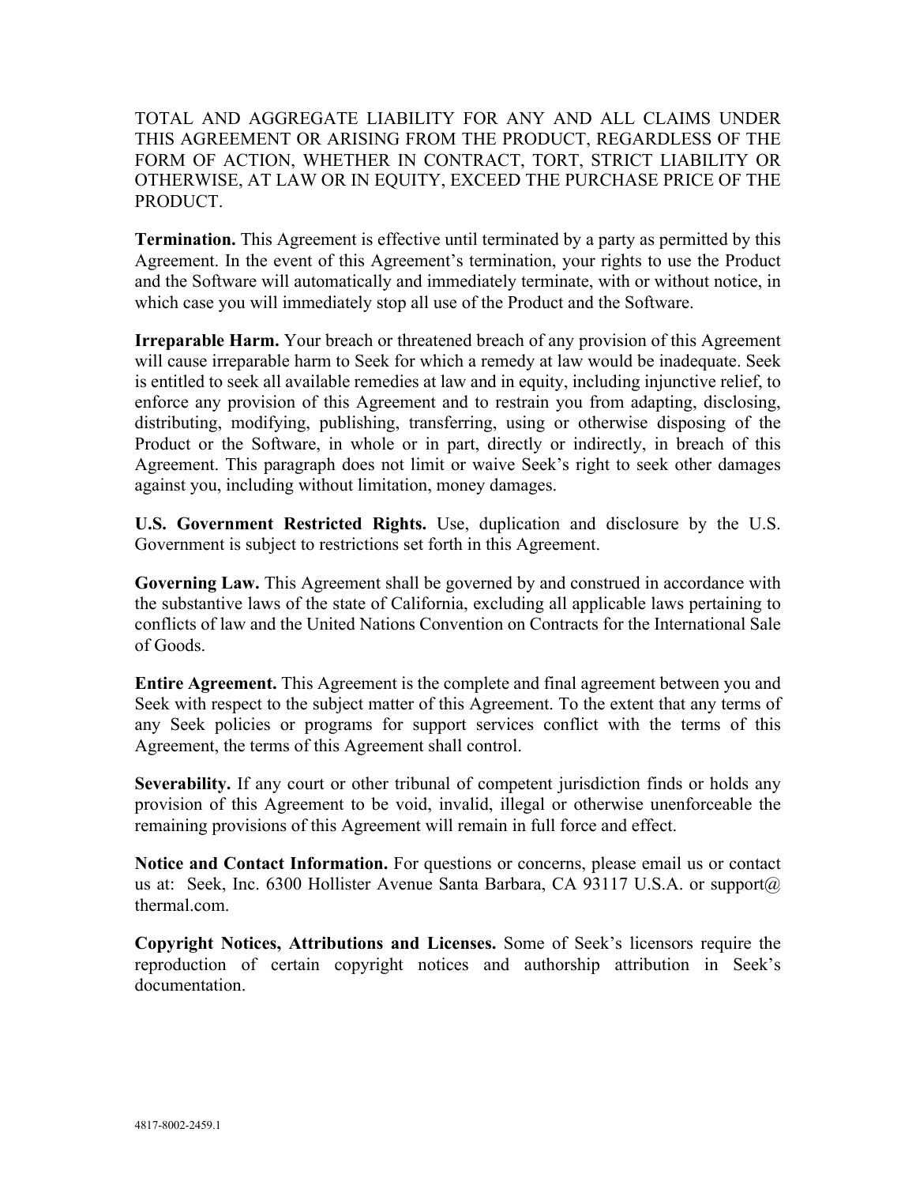TOTAL AND AGGREGATE LIABILITY FOR ANY AND ALL CLAIMS UNDER THIS AGREEMENT OR ARISING FROM THE PRODUCT, REGARDLESS OF THE FORM OF ACTION, WHETHER IN CONTRACT, TORT, STRICT LIABILITY OR OTHERWISE, AT LAW OR IN EQUITY, EXCEED THE PURCHASE PRICE OF THE PRODUCT.

**Termination.** This Agreement is effective until terminated by a party as permitted by this Agreement. In the event of this Agreement's termination, your rights to use the Product and the Software will automatically and immediately terminate, with or without notice, in which case you will immediately stop all use of the Product and the Software.

**Irreparable Harm.** Your breach or threatened breach of any provision of this Agreement will cause irreparable harm to Seek for which a remedy at law would be inadequate. Seek is entitled to seek all available remedies at law and in equity, including injunctive relief, to enforce any provision of this Agreement and to restrain you from adapting, disclosing, distributing, modifying, publishing, transferring, using or otherwise disposing of the Product or the Software, in whole or in part, directly or indirectly, in breach of this Agreement. This paragraph does not limit or waive Seek's right to seek other damages against you, including without limitation, money damages.

**U.S. Government Restricted Rights.** Use, duplication and disclosure by the U.S. Government is subject to restrictions set forth in this Agreement.

**Governing Law.** This Agreement shall be governed by and construed in accordance with the substantive laws of the state of California, excluding all applicable laws pertaining to conflicts of law and the United Nations Convention on Contracts for the International Sale of Goods.

**Entire Agreement.** This Agreement is the complete and final agreement between you and Seek with respect to the subject matter of this Agreement. To the extent that any terms of any Seek policies or programs for support services conflict with the terms of this Agreement, the terms of this Agreement shall control.

**Severability.** If any court or other tribunal of competent jurisdiction finds or holds any provision of this Agreement to be void, invalid, illegal or otherwise unenforceable the remaining provisions of this Agreement will remain in full force and effect.

**Notice and Contact Information.** For questions or concerns, please email us or contact us at: Seek, Inc. 6300 Hollister Avenue Santa Barbara, CA 93117 U.S.A. or support@ thermal.com.

**Copyright Notices, Attributions and Licenses.** Some of Seek's licensors require the reproduction of certain copyright notices and authorship attribution in Seek's documentation.

4817-8002-2459.1